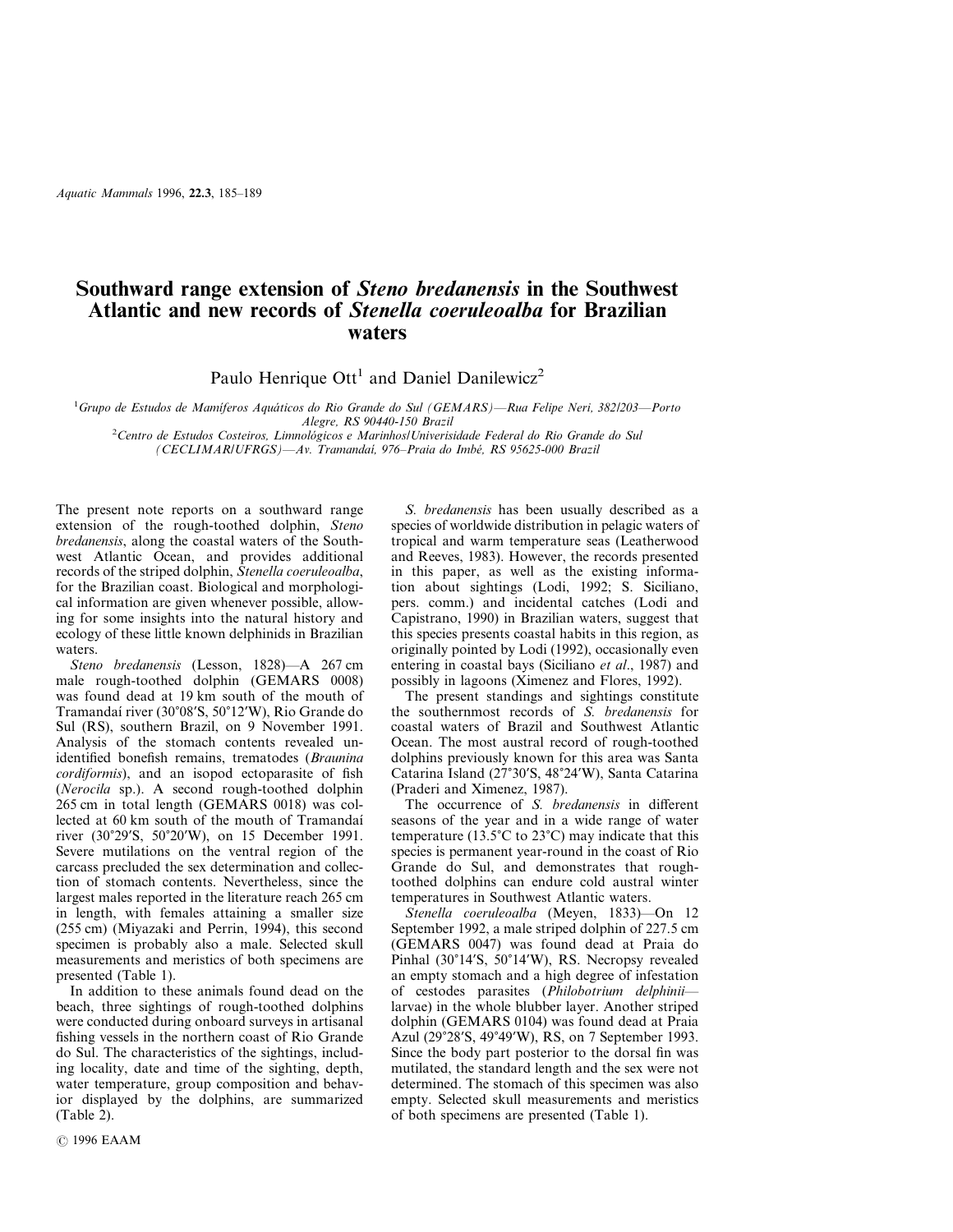# Southward range extension of *Steno bredanensis* in the Southwest Atlantic and new records of *Stenella coeruleoalba* for Brazilian waters

Paulo Henrique Ott[1] and Daniel Danilewicz[2]

[1]*Grupo de Estudos de Mamíferos Aquáticos do Rio Grande do Sul (GEMARS)—Rua Felipe Neri, 382/203—Porto Alegre, RS 90440-150 Brazil*

[2]*Centro de Estudos Costeiros, Limnológicos e Marinhos/Univerisidade Federal do Rio Grande do Sul (CECLIMAR/UFRGS)—Av. Tramandaí, 976–Praia do Imbé, RS 95625-000 Brazil*

The present note reports on a southward range extension of the rough-toothed dolphin, *Steno bredanensis*, along the coastal waters of the Southwest Atlantic Ocean, and provides additional records of the striped dolphin, *Stenella coeruleoalba*, for the Brazilian coast. Biological and morphological information are given whenever possible, allowing for some insights into the natural history and ecology of these little known delphinids in Brazilian waters.

*Steno bredanensis* (Lesson, 1828)—A 267 cm male rough-toothed dolphin (GEMARS 0008) was found dead at 19 km south of the mouth of Tramandaí river (30°08′S, 50°12′W), Rio Grande do Sul (RS), southern Brazil, on 9 November 1991. Analysis of the stomach contents revealed unidentified bonefish remains, trematodes (*Braunina cordiformis*), and an isopod ectoparasite of fish (*Nerocila* sp.). A second rough-toothed dolphin 265 cm in total length (GEMARS 0018) was collected at 60 km south of the mouth of Tramandaí river (30°29′S, 50°20′W), on 15 December 1991. Severe mutilations on the ventral region of the carcass precluded the sex determination and collection of stomach contents. Nevertheless, since the largest males reported in the literature reach 265 cm in length, with females attaining a smaller size (255 cm) (Miyazaki and Perrin, 1994), this second specimen is probably also a male. Selected skull measurements and meristics of both specimens are presented (Table 1).

In addition to these animals found dead on the beach, three sightings of rough-toothed dolphins were conducted during onboard surveys in artisanal fishing vessels in the northern coast of Rio Grande do Sul. The characteristics of the sightings, including locality, date and time of the sighting, depth, water temperature, group composition and behavior displayed by the dolphins, are summarized (Table 2).

*S. bredanensis* has been usually described as a species of worldwide distribution in pelagic waters of tropical and warm temperature seas (Leatherwood and Reeves, 1983). However, the records presented in this paper, as well as the existing information about sightings (Lodi, 1992; S. Siciliano, pers. comm.) and incidental catches (Lodi and Capistrano, 1990) in Brazilian waters, suggest that this species presents coastal habits in this region, as originally pointed by Lodi (1992), occasionally even entering in coastal bays (Siciliano *et al*., 1987) and possibly in lagoons (Ximenez and Flores, 1992).

The present standings and sightings constitute the southernmost records of *S. bredanensis* for coastal waters of Brazil and Southwest Atlantic Ocean. The most austral record of rough-toothed dolphins previously known for this area was Santa Catarina Island (27°30′S, 48°24′W), Santa Catarina (Praderi and Ximenez, 1987).

The occurrence of *S. bredanensis* in different seasons of the year and in a wide range of water temperature (13.5°C to 23°C) may indicate that this species is permanent year-round in the coast of Rio Grande do Sul, and demonstrates that rough-toothed dolphins can endure cold austral winter temperatures in Southwest Atlantic waters.

*Stenella coeruleoalba* (Meyen, 1833)—On 12 September 1992, a male striped dolphin of 227.5 cm (GEMARS 0047) was found dead at Praia do Pinhal (30°14′S, 50°14′W), RS. Necropsy revealed an empty stomach and a high degree of infestation of cestodes parasites (*Philobotrium delphinii*—larvae) in the whole blubber layer. Another striped dolphin (GEMARS 0104) was found dead at Praia Azul (29°28′S, 49°49′W), RS, on 7 September 1993. Since the body part posterior to the dorsal fin was mutilated, the standard length and the sex were not determined. The stomach of this specimen was also empty. Selected skull measurements and meristics of both specimens are presented (Table 1).

© 1996 EAAM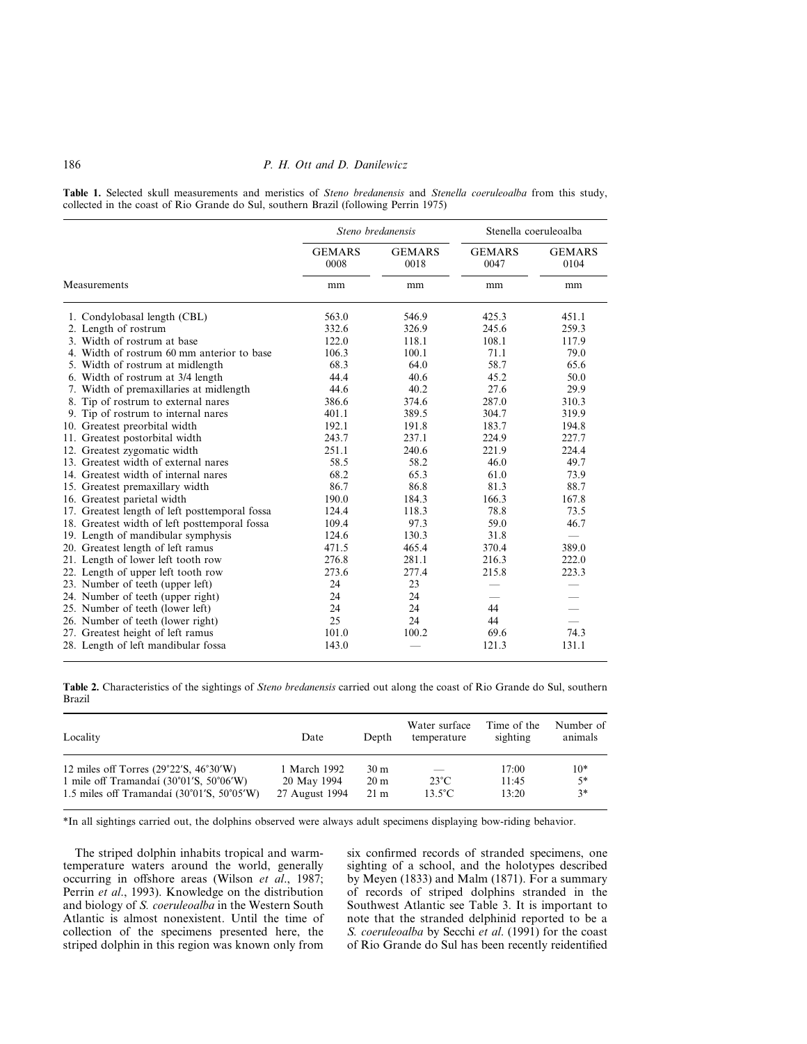**Table 1.** Selected skull measurements and meristics of *Steno bredanensis* and *Stenella coeruleoalba* from this study, collected in the coast of Rio Grande do Sul, southern Brazil (following Perrin 1975)

| | *Steno bredanensis* | | Stenella coeruleoalba | |
|---|---|---|---|---|
| | GEMARS 0008 | GEMARS 0018 | GEMARS 0047 | GEMARS 0104 |
| Measurements | mm | mm | mm | mm |
| 1. Condylobasal length (CBL) | 563.0 | 546.9 | 425.3 | 451.1 |
| 2. Length of rostrum | 332.6 | 326.9 | 245.6 | 259.3 |
| 3. Width of rostrum at base | 122.0 | 118.1 | 108.1 | 117.9 |
| 4. Width of rostrum 60 mm anterior to base | 106.3 | 100.1 | 71.1 | 79.0 |
| 5. Width of rostrum at midlength | 68.3 | 64.0 | 58.7 | 65.6 |
| 6. Width of rostrum at 3/4 length | 44.4 | 40.6 | 45.2 | 50.0 |
| 7. Width of premaxillaries at midlength | 44.6 | 40.2 | 27.6 | 29.9 |
| 8. Tip of rostrum to external nares | 386.6 | 374.6 | 287.0 | 310.3 |
| 9. Tip of rostrum to internal nares | 401.1 | 389.5 | 304.7 | 319.9 |
| 10. Greatest preorbital width | 192.1 | 191.8 | 183.7 | 194.8 |
| 11. Greatest postorbital width | 243.7 | 237.1 | 224.9 | 227.7 |
| 12. Greatest zygomatic width | 251.1 | 240.6 | 221.9 | 224.4 |
| 13. Greatest width of external nares | 58.5 | 58.2 | 46.0 | 49.7 |
| 14. Greatest width of internal nares | 68.2 | 65.3 | 61.0 | 73.9 |
| 15. Greatest premaxillary width | 86.7 | 86.8 | 81.3 | 88.7 |
| 16. Greatest parietal width | 190.0 | 184.3 | 166.3 | 167.8 |
| 17. Greatest length of left posttemporal fossa | 124.4 | 118.3 | 78.8 | 73.5 |
| 18. Greatest width of left posttemporal fossa | 109.4 | 97.3 | 59.0 | 46.7 |
| 19. Length of mandibular symphysis | 124.6 | 130.3 | 31.8 | — |
| 20. Greatest length of left ramus | 471.5 | 465.4 | 370.4 | 389.0 |
| 21. Length of lower left tooth row | 276.8 | 281.1 | 216.3 | 222.0 |
| 22. Length of upper left tooth row | 273.6 | 277.4 | 215.8 | 223.3 |
| 23. Number of teeth (upper left) | 24 | 23 | — | — |
| 24. Number of teeth (upper right) | 24 | 24 | — | — |
| 25. Number of teeth (lower left) | 24 | 24 | 44 | — |
| 26. Number of teeth (lower right) | 25 | 24 | 44 | — |
| 27. Greatest height of left ramus | 101.0 | 100.2 | 69.6 | 74.3 |
| 28. Length of left mandibular fossa | 143.0 | — | 121.3 | 131.1 |

**Table 2.** Characteristics of the sightings of *Steno bredanensis* carried out along the coast of Rio Grande do Sul, southern Brazil

| Locality | Date | Depth | Water surface temperature | Time of the sighting | Number of animals |
|---|---|---|---|---|---|
| 12 miles off Torres (29°22′S, 46°30′W) | 1 March 1992 | 30 m | — | 17:00 | 10* |
| 1 mile off Tramandaí (30°01′S, 50°06′W) | 20 May 1994 | 20 m | 23°C | 11:45 | 5* |
| 1.5 miles off Tramandaí (30°01′S, 50°05′W) | 27 August 1994 | 21 m | 13.5°C | 13:20 | 3* |

*In all sightings carried out, the dolphins observed were always adult specimens displaying bow-riding behavior.

The striped dolphin inhabits tropical and warm-temperature waters around the world, generally occurring in offshore areas (Wilson *et al*., 1987; Perrin *et al*., 1993). Knowledge on the distribution and biology of *S. coeruleoalba* in the Western South Atlantic is almost nonexistent. Until the time of collection of the specimens presented here, the striped dolphin in this region was known only from six confirmed records of stranded specimens, one sighting of a school, and the holotypes described by Meyen (1833) and Malm (1871). For a summary of records of striped dolphins stranded in the Southwest Atlantic see Table 3. It is important to note that the stranded delphinid reported to be a *S. coeruleoalba* by Secchi *et al*. (1991) for the coast of Rio Grande do Sul has been recently reidentified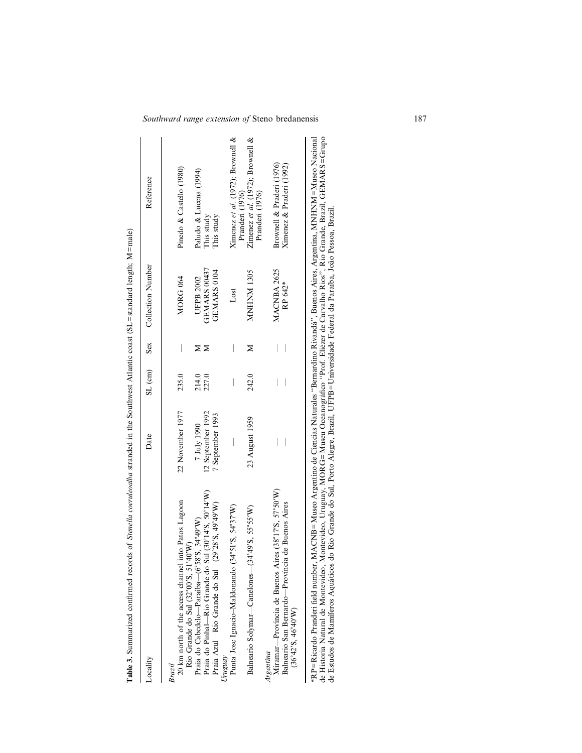**Table 3.** Summarized confirmed records of *Stenella coeruleoalba* stranded in the Southwest Atlantic coast (SL = standard length; M = male)

| Locality | Date | SL (cm) | Sex | Collection Number | Reference |
|---|---|---|---|---|---|
| *Brazil* | | | | | |
| 20 km north of the access channel into Patos Lagoon Rio Grande do Sul (32°00′S, 51°40′W) | 22 November 1977 | 235.0 | — | MORG 064 | Pinedo & Castello (1980) |
| Praia do Cabedelo—Paraíba—(6°58′S, 34°49′W) | 7 July 1990 | 214.0 | M | UFPB 2002 | Paludo & Lucena (1994) |
| Praia do Pinhal—Rio Grande do Sul (30°14′S, 50°14′W) | 12 September 1992 | 227.0 | M | GEMARS 00437 | This study |
| Praia Azul—Rio Grande do Sul—(29°28′S, 49°49′W) | 7 September 1993 | — | — | GEMARS 0104 | This study |
| *Uruguay* | | | | | |
| Punta Jose Ignacio–Maldonando (34°51′S, 54°37′W) | — | — | — | Lost | Ximenez *et al.* (1972); Brownell & Praderi (1976) |
| Balneario Solymar—Canelones—(34°49′S, 55°55′W) | 23 August 1959 | 242.0 | M | MNHNM 1305 | Zimenez *et al.* (1972); Brownell & Praderi (1976) |
| *Argentina* | | | | | |
| Miramar—Provincia de Buenos Aires (38°17′S, 57°50′W) | — | — | — | MACNBA 2625 | Brownell & Praderi (1976) |
| Balneario San Bernardo—Provincia de Buenos Aires (36°42′S, 46°40′W) | — | — | — | RP 642* | Ximenez & Praderi (1992) |

*RP = Ricardo Praderi field number, MACNB = Museo Argentino de Ciencias Naturales "Bernardino Rivandá", Buenos Aires, Argentina, MNHNM = Museo Nacional de Historia Natural de Montevideo, Montevideo, Uruguay, MORG = Museu Oceanográfico "Prof. Eliézer de Carvalho Rios", Rio Grande, Brazil, GEMARS = Grupo de Estudos de Mamíferos Aquáticos do Rio Grande do Sul, Porto Alegre, Brazil, UFPB = Universidade Federal da Paraíba, João Pessoa, Brazil.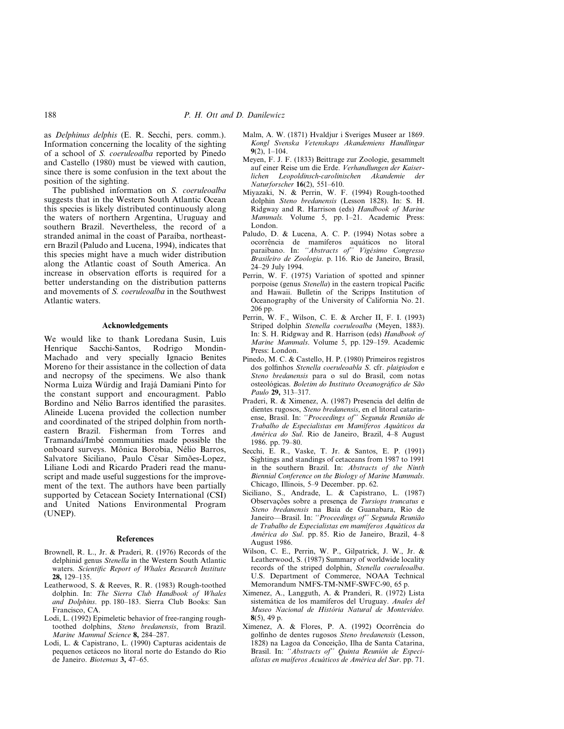as *Delphinus delphis* (E. R. Secchi, pers. comm.). Information concerning the locality of the sighting of a school of *S. coeruleoalba* reported by Pinedo and Castello (1980) must be viewed with caution, since there is some confusion in the text about the position of the sighting.

The published information on *S. coeruleoalba* suggests that in the Western South Atlantic Ocean this species is likely distributed continuously along the waters of northern Argentina, Uruguay and southern Brazil. Nevertheless, the record of a stranded animal in the coast of Paraíba, northeastern Brazil (Paludo and Lucena, 1994), indicates that this species might have a much wider distribution along the Atlantic coast of South America. An increase in observation efforts is required for a better understanding on the distribution patterns and movements of *S. coeruleoalba* in the Southwest Atlantic waters.

## Acknowledgements

We would like to thank Loredana Susin, Luis Henrique Sacchi-Santos, Rodrigo Mondin-Machado and very specially Ignacio Benites Moreno for their assistance in the collection of data and necropsy of the specimens. We also thank Norma Luiza Würdig and Irajá Damiani Pinto for the constant support and encouragment. Pablo Bordino and Nélio Barros identified the parasites. Alineide Lucena provided the collection number and coordinated of the striped dolphin from northeastern Brazil. Fisherman from Torres and Tramandaí/Imbé communities made possible the onboard surveys. Mônica Borobia, Nélio Barros, Salvatore Siciliano, Paulo César Simões-Lopez, Liliane Lodi and Ricardo Praderi read the manuscript and made useful suggestions for the improvement of the text. The authors have been partially supported by Cetacean Society International (CSI) and United Nations Environmental Program (UNEP).

## References

Brownell, R. L., Jr. & Praderi, R. (1976) Records of the delphinid genus *Stenella* in the Western South Atlantic waters. *Scientific Report of Whales Research Institute* **28,** 129–135.

Leatherwood, S. & Reeves, R. R. (1983) Rough-toothed dolphin. In: *The Sierra Club Handbook of Whales and Dolphins*. pp. 180–183. Sierra Club Books: San Francisco, CA.

Lodi, L. (1992) Epimeletic behavior of free-ranging rough-toothed dolphins, *Steno bredanensis*, from Brazil. *Marine Mammal Science* **8,** 284–287.

Lodi, L. & Capistrano, L. (1990) Capturas acidentais de pequenos cetáceos no litoral norte do Estando do Rio de Janeiro. *Biotemas* **3,** 47–65.

Malm, A. W. (1871) Hvaldjur i Sveriges Museer ar 1869. *Kongl Svenska Vetenskaps Akandemiens Handlingar* **9**(2), 1–104.

Meyen, F. J. F. (1833) Beittrage zur Zoologie, gesammelt auf einer Reise um die Erde. *Verhandlungen der Kaiserlichen Leopoldinsch-carolinischen Akandemie der Naturforscher* **16**(2), 551–610.

Miyazaki, N. & Perrin, W. F. (1994) Rough-toothed dolphin *Steno bredanensis* (Lesson 1828). In: S. H. Ridgway and R. Harrison (eds) *Handbook of Marine Mammals.* Volume 5, pp. 1–21. Academic Press: London.

Paludo, D. & Lucena, A. C. P. (1994) Notas sobre a ocorrência de mamíferos aquáticos no litoral paraibano. In: *"Abstracts of" Vigésimo Congresso Brasileiro de Zoologia*. p. 116. Rio de Janeiro, Brasil, 24–29 July 1994.

Perrin, W. F. (1975) Variation of spotted and spinner porpoise (genus *Stenella*) in the eastern tropical Pacific and Hawaii. Bulletin of the Scripps Institution of Oceanography of the University of California No. 21. 206 pp.

Perrin, W. F., Wilson, C. E. & Archer II, F. I. (1993) Striped dolphin *Stenella coeruleoalba* (Meyen, 1883). In: S. H. Ridgway and R. Harrison (eds) *Handbook of Marine Mammals*. Volume 5, pp. 129–159. Academic Press: London.

Pinedo, M. C. & Castello, H. P. (1980) Primeiros registros dos golfinhos *Stenella coeruleoabla S*. cfr. *plaigiodon* e *Steno bredanensis* para o sul do Brasil, com notas osteológicas. *Boletim do Instituto Oceanográfico de São Paulo* **29,** 313–317.

Praderi, R. & Ximenez, A. (1987) Presencia del delfin de dientes rugosos, *Steno bredanensis*, en el litoral catarinense, Brasil. In: *"Proceedings of" Segunda Reunião de Trabalho de Especialistas em Mamíferos Aquáticos da América do Sul*. Rio de Janeiro, Brazil, 4–8 August 1986. pp. 79–80.

Secchi, E. R., Vaske, T. Jr. & Santos, E. P. (1991) Sightings and standings of cetaceans from 1987 to 1991 in the southern Brazil. In: *Abstracts of the Ninth Biennial Conference on the Biology of Marine Mammals*. Chicago, Illinois, 5–9 December. pp. 62.

Siciliano, S., Andrade, L. & Capistrano, L. (1987) Observações sobre a presença de *Tursiops truncatus* e *Steno bredanensis* na Baia de Guanabara, Rio de Janeiro—Brasil. In: *"Proceedings of" Segunda Reunião de Trabalho de Especialistas em mamíferos Aquáticos da América do Sul*. pp. 85. Rio de Janeiro, Brazil, 4–8 August 1986.

Wilson, C. E., Perrin, W. P., Gilpatrick, J. W., Jr. & Leatherwood, S. (1987) Summary of worldwide locality records of the striped dolphin, *Stenella coeruleoalba*. U.S. Department of Commerce, NOAA Technical Memorandum NMFS-TM-NMF-SWFC-90, 65 p.

Ximenez, A., Langguth, A. & Pranderi, R. (1972) Lista sistemática de los mamíferos del Uruguay. *Anales del Museo Nacional de História Natural de Montevideo.* **8**(5), 49 p.

Ximenez, A. & Flores, P. A. (1992) Ocorrência do golfinho de dentes rugosos *Steno bredanensis* (Lesson, 1828) na Lagoa da Conceição, Ilha de Santa Catarina, Brasil. In: *"Abstracts of" Quinta Reunión de Especialistas en maíferos Acuáticos de América del Sur*. pp. 71.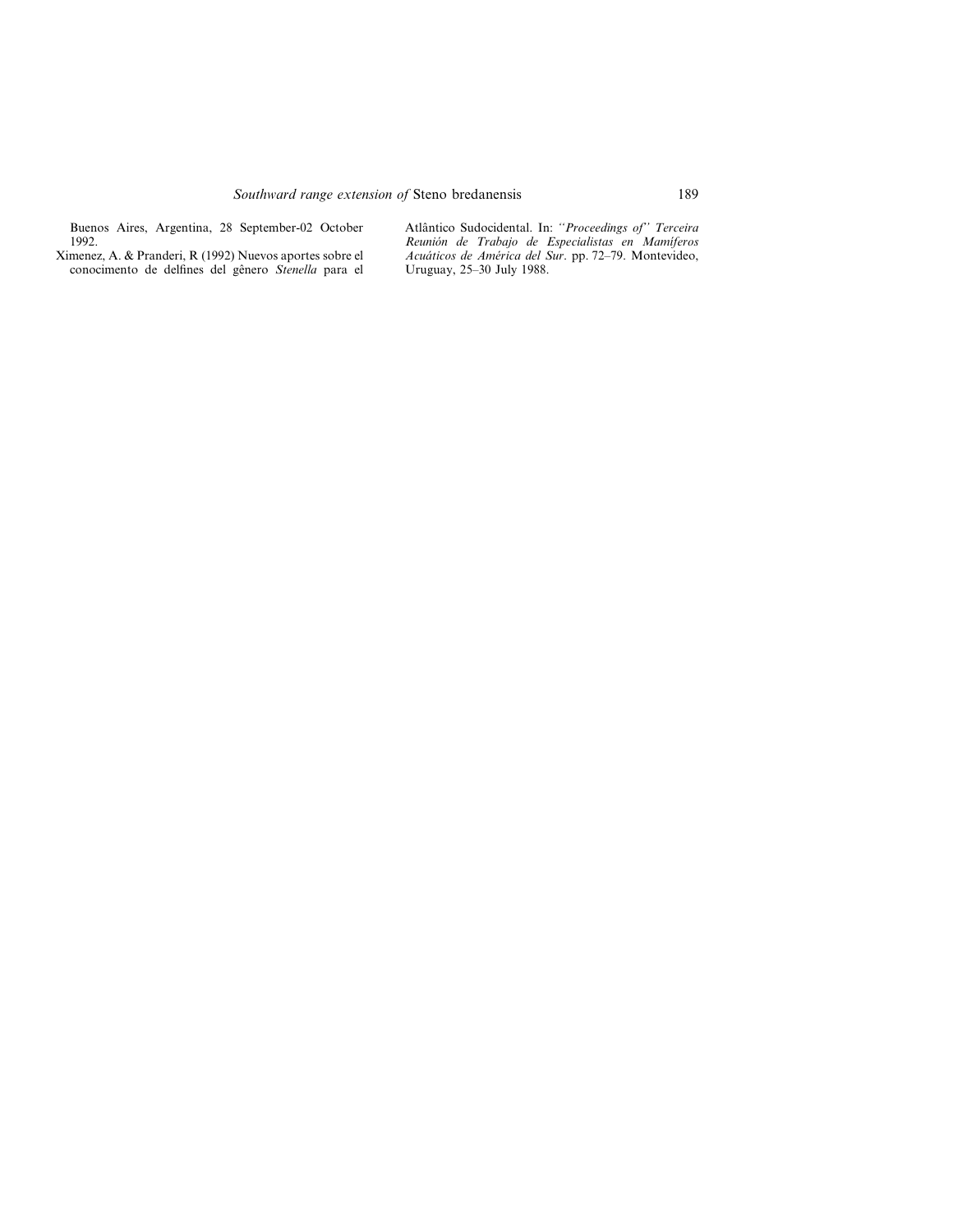Buenos Aires, Argentina, 28 September-02 October 1992.

Ximenez, A. & Pranderi, R (1992) Nuevos aportes sobre el conocimento de delfines del gênero *Stenella* para el Atlântico Sudocidental. In: *"Proceedings of" Terceira Reunión de Trabajo de Especialistas en Mamíferos Acuáticos de América del Sur*. pp. 72–79. Montevideo, Uruguay, 25–30 July 1988.